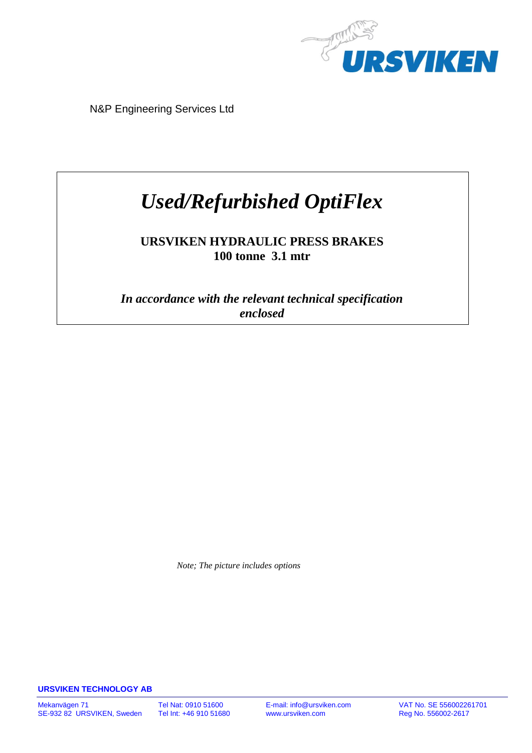N&P Engineering Services Ltd

# *Used/Refurbished OptiFlex*

**URSVIKEN HYDRAULIC PRESS BRAKES**
**100 tonne 3.1 mtr**

***In accordance with the relevant technical specification enclosed***

*Note; The picture includes options*

**URSVIKEN TECHNOLOGY AB**

Mekanvägen 71
SE-932 82 URSVIKEN, Sweden

Tel Nat: 0910 51600
Tel Int: +46 910 51680

E-mail: info@ursviken.com
www.ursviken.com

VAT No. SE 556002261701
Reg No. 556002-2617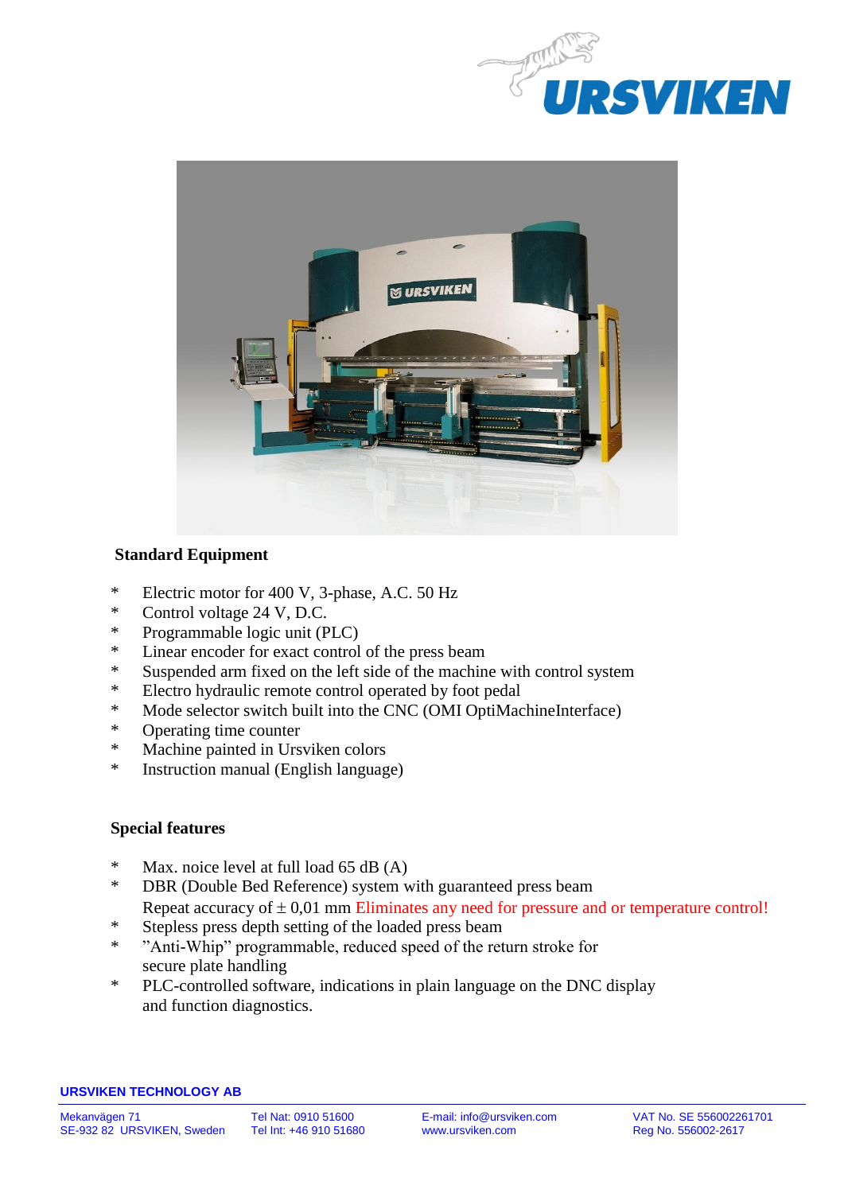## Standard Equipment

- Electric motor for 400 V, 3-phase, A.C. 50 Hz
- Control voltage 24 V, D.C.
- Programmable logic unit (PLC)
- Linear encoder for exact control of the press beam
- Suspended arm fixed on the left side of the machine with control system
- Electro hydraulic remote control operated by foot pedal
- Mode selector switch built into the CNC (OMI OptiMachineInterface)
- Operating time counter
- Machine painted in Ursviken colors
- Instruction manual (English language)

## Special features

- Max. noice level at full load 65 dB (A)
- DBR (Double Bed Reference) system with guaranteed press beam Repeat accuracy of ± 0,01 mm Eliminates any need for pressure and or temperature control!
- Stepless press depth setting of the loaded press beam
- "Anti-Whip" programmable, reduced speed of the return stroke for secure plate handling
- PLC-controlled software, indications in plain language on the DNC display and function diagnostics.

**URSVIKEN TECHNOLOGY AB**

Mekanvägen 71
SE-932 82 URSVIKEN, Sweden

Tel Nat: 0910 51600
Tel Int: +46 910 51680

E-mail: info@ursviken.com
www.ursviken.com

VAT No. SE 556002261701
Reg No. 556002-2617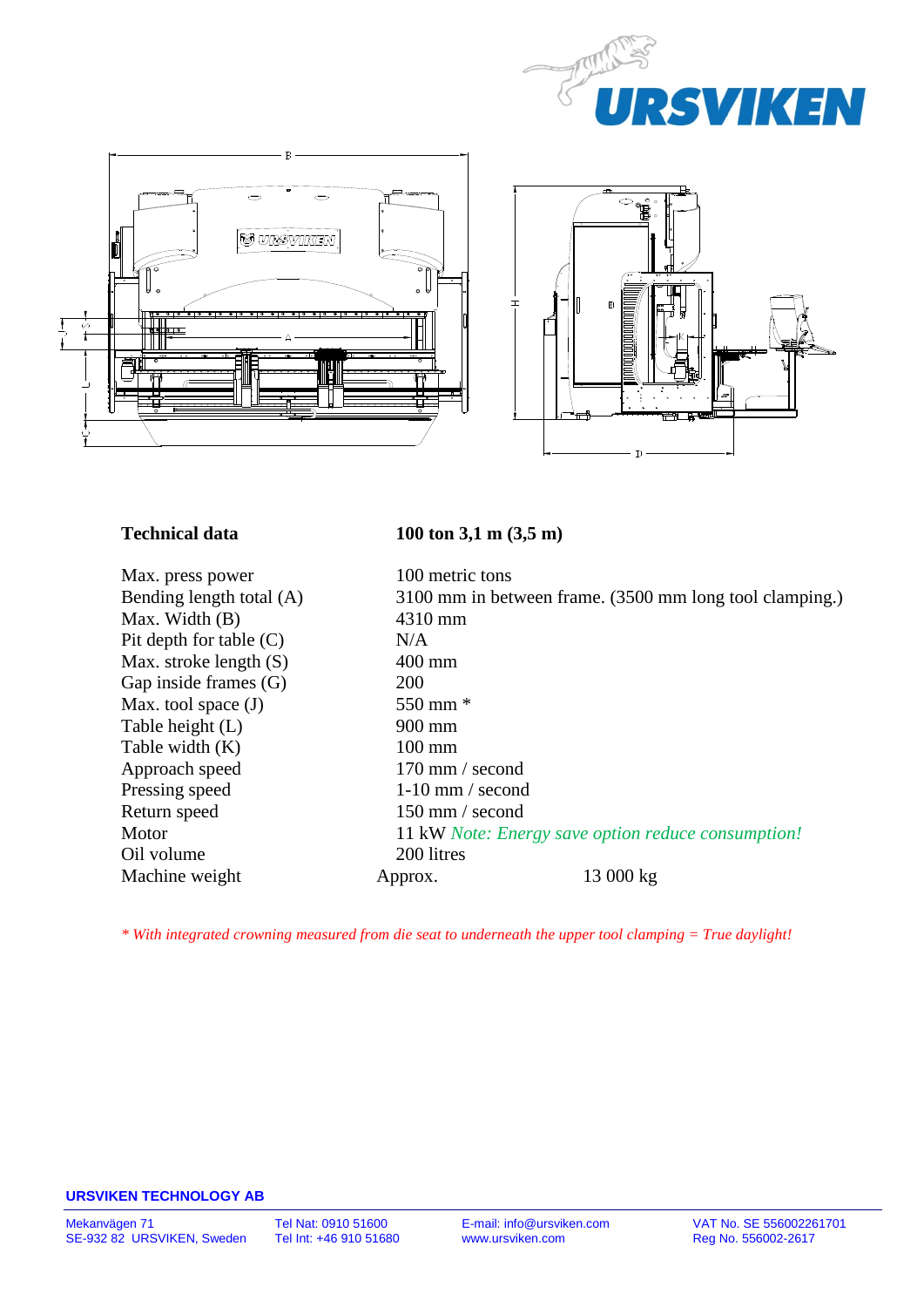| Technical data | 100 ton 3,1 m (3,5 m) |
|---|---|
| Max. press power | 100 metric tons |
| Bending length total (A) | 3100 mm in between frame. (3500 mm long tool clamping.) |
| Max. Width (B) | 4310 mm |
| Pit depth for table (C) | N/A |
| Max. stroke length (S) | 400 mm |
| Gap inside frames (G) | 200 |
| Max. tool space (J) | 550 mm * |
| Table height (L) | 900 mm |
| Table width (K) | 100 mm |
| Approach speed | 170 mm / second |
| Pressing speed | 1-10 mm / second |
| Return speed | 150 mm / second |
| Motor | 11 kW *Note: Energy save option reduce consumption!* |
| Oil volume | 200 litres |
| Machine weight | Approx. 13 000 kg |

*\* With integrated crowning measured from die seat to underneath the upper tool clamping = True daylight!*

**URSVIKEN TECHNOLOGY AB**

Mekanvägen 71
SE-932 82 URSVIKEN, Sweden

Tel Nat: 0910 51600
Tel Int: +46 910 51680

E-mail: info@ursviken.com
www.ursviken.com

VAT No. SE 556002261701
Reg No. 556002-2617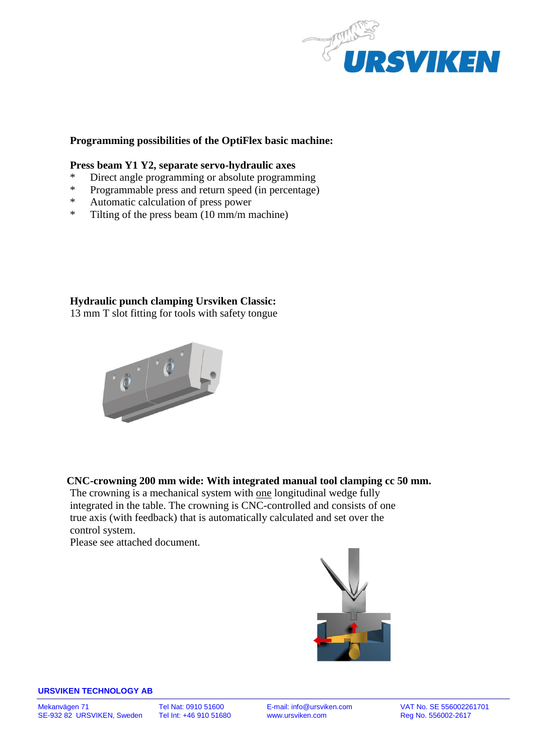**Programming possibilities of the OptiFlex basic machine:**

**Press beam Y1 Y2, separate servo-hydraulic axes**

- Direct angle programming or absolute programming
- Programmable press and return speed (in percentage)
- Automatic calculation of press power
- Tilting of the press beam (10 mm/m machine)

**Hydraulic punch clamping Ursviken Classic:**
13 mm T slot fitting for tools with safety tongue

**CNC-crowning 200 mm wide: With integrated manual tool clamping cc 50 mm.**
The crowning is a mechanical system with <u>one</u> longitudinal wedge fully integrated in the table. The crowning is CNC-controlled and consists of one true axis (with feedback) that is automatically calculated and set over the control system.
Please see attached document.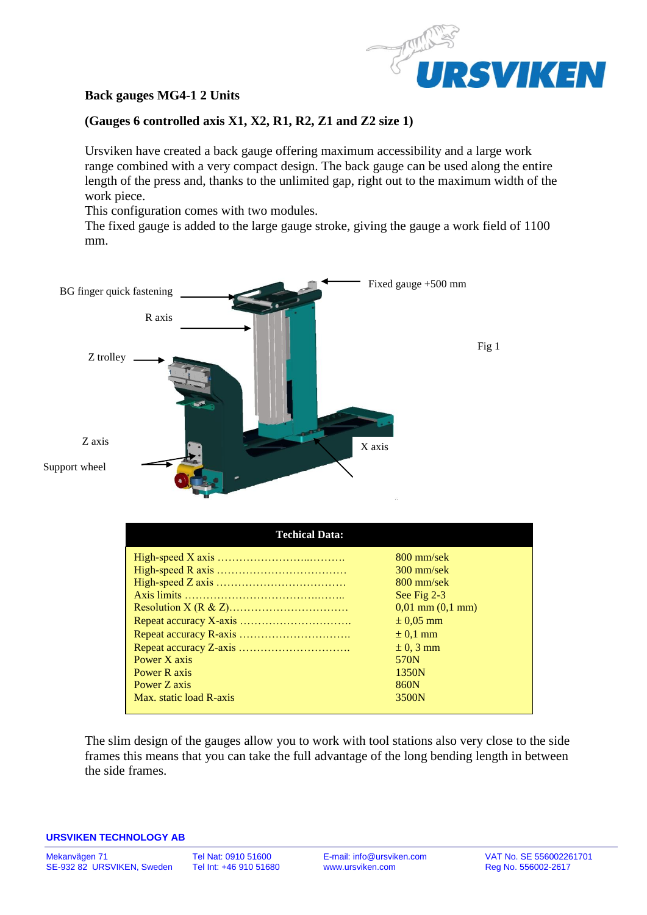**Back gauges MG4-1 2 Units**

**(Gauges 6 controlled axis X1, X2, R1, R2, Z1 and Z2 size 1)**

Ursviken have created a back gauge offering maximum accessibility and a large work range combined with a very compact design. The back gauge can be used along the entire length of the press and, thanks to the unlimited gap, right out to the maximum width of the work piece.
This configuration comes with two modules.
The fixed gauge is added to the large gauge stroke, giving the gauge a work field of 1100 mm.

BG finger quick fastening

R axis

Z trolley

Z axis

Support wheel

Fixed gauge +500 mm

X axis

Fig 1

| Techical Data: | |
|---|---|
| High-speed X axis …………………….……… | 800 mm/sek |
| High-speed R axis ……………………………… | 300 mm/sek |
| High-speed Z axis ……………………………… | 800 mm/sek |
| Axis limits ……………………………….…….. | See Fig 2-3 |
| Resolution X (R & Z)…………………………… | 0,01 mm (0,1 mm) |
| Repeat accuracy X-axis …………………………. | ± 0,05 mm |
| Repeat accuracy R-axis …………………………. | ± 0,1 mm |
| Repeat accuracy Z-axis …………………………. | ± 0, 3 mm |
| Power X axis | 570N |
| Power R axis | 1350N |
| Power Z axis | 860N |
| Max. static load R-axis | 3500N |

The slim design of the gauges allow you to work with tool stations also very close to the side frames this means that you can take the full advantage of the long bending length in between the side frames.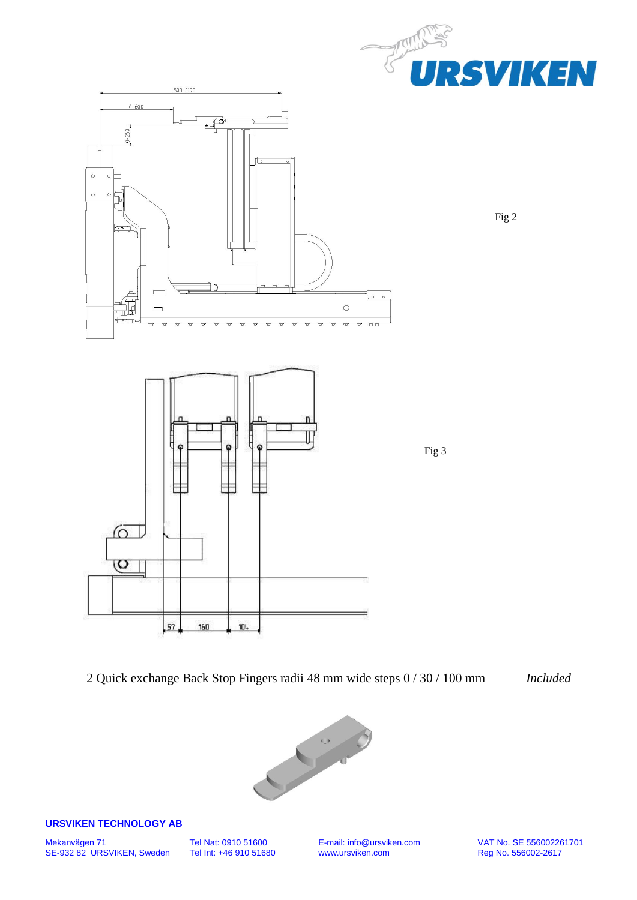Fig 2

Fig 3

2 Quick exchange Back Stop Fingers radii 48 mm wide steps 0 / 30 / 100 mm *Included*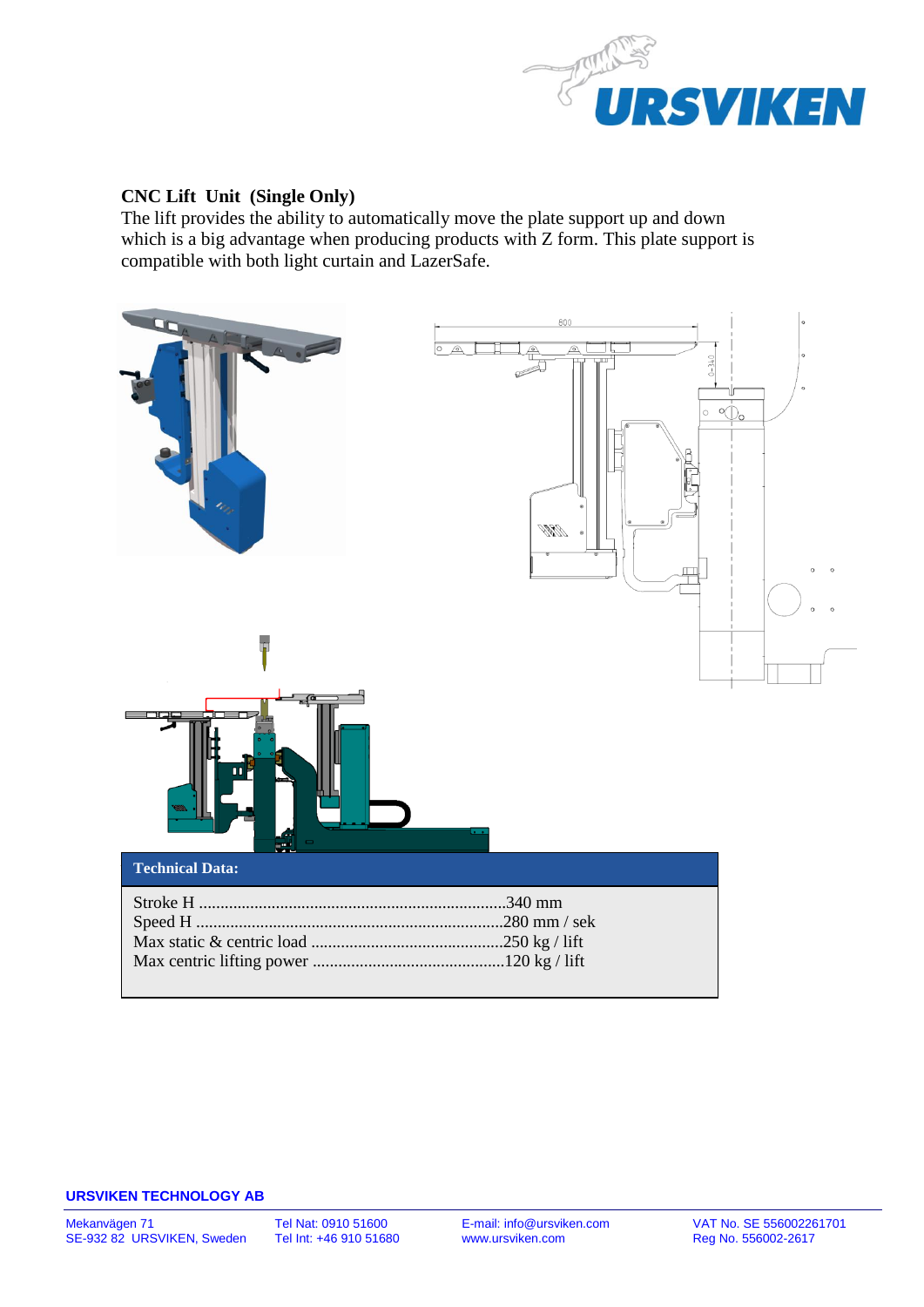**CNC Lift Unit (Single Only)**

The lift provides the ability to automatically move the plate support up and down which is a big advantage when producing products with Z form. This plate support is compatible with both light curtain and LazerSafe.

| **Technical Data:** |
|---|
| Stroke H .......................................................................340 mm<br>Speed H ........................................................................280 mm / sek<br>Max static & centric load .............................................250 kg / lift<br>Max centric lifting power .............................................120 kg / lift |

**URSVIKEN TECHNOLOGY AB**

Mekanvägen 71
SE-932 82 URSVIKEN, Sweden

Tel Nat: 0910 51600
Tel Int: +46 910 51680

E-mail: info@ursviken.com
www.ursviken.com

VAT No. SE 556002261701
Reg No. 556002-2617